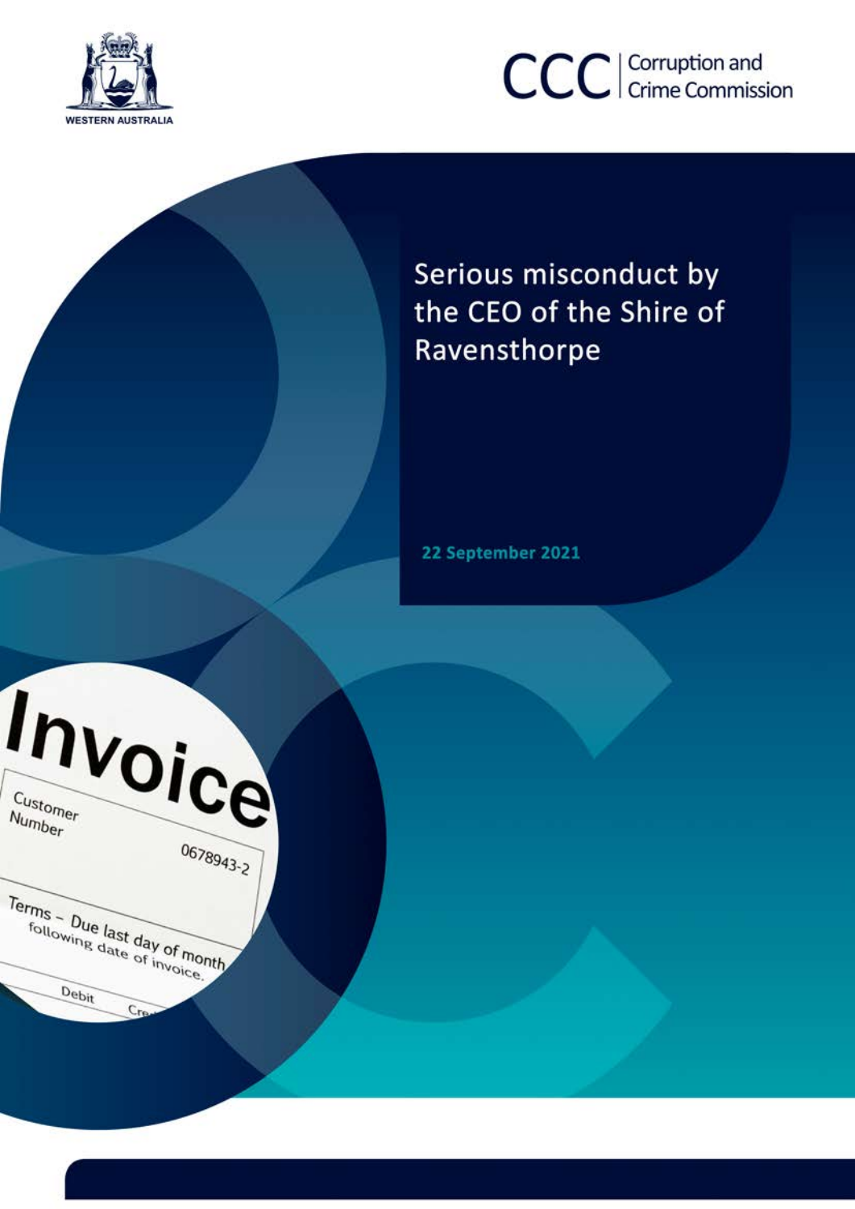WESTERN AUSTRALIA

CCC | Corruption and Crime Commission

# Serious misconduct by the CEO of the Shire of Ravensthorpe

**22 September 2021**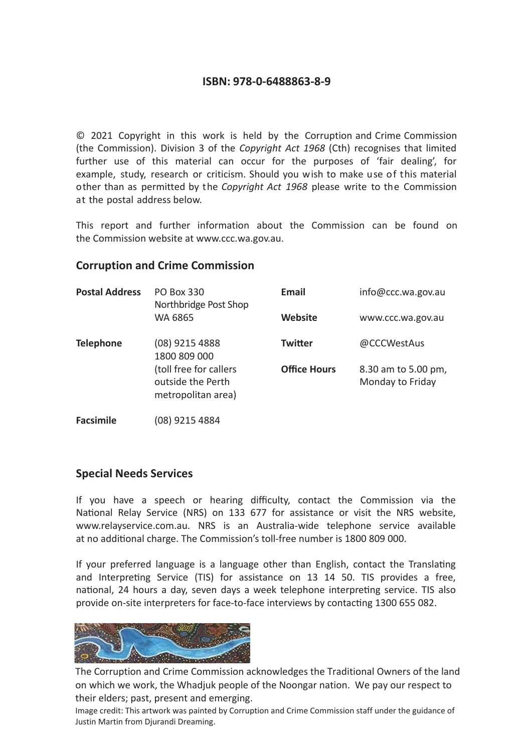**ISBN: 978-0-6488863-8-9**

© 2021 Copyright in this work is held by the Corruption and Crime Commission (the Commission). Division 3 of the *Copyright Act 1968* (Cth) recognises that limited further use of this material can occur for the purposes of 'fair dealing', for example, study, research or criticism. Should you wish to make use of this material other than as permitted by the *Copyright Act 1968* please write to the Commission at the postal address below.

This report and further information about the Commission can be found on the Commission website at www.ccc.wa.gov.au.

## Corruption and Crime Commission

| | | | |
|---|---|---|---|
| **Postal Address** | PO Box 330<br>Northbridge Post Shop<br>WA 6865 | **Email** | info@ccc.wa.gov.au |
| | | **Website** | www.ccc.wa.gov.au |
| **Telephone** | (08) 9215 4888<br>1800 809 000<br>(toll free for callers outside the Perth metropolitan area) | **Twitter** | @CCCWestAus |
| | | **Office Hours** | 8.30 am to 5.00 pm, Monday to Friday |
| **Facsimile** | (08) 9215 4884 | | |

## Special Needs Services

If you have a speech or hearing difficulty, contact the Commission via the National Relay Service (NRS) on 133 677 for assistance or visit the NRS website, www.relayservice.com.au. NRS is an Australia-wide telephone service available at no additional charge. The Commission's toll-free number is 1800 809 000.

If your preferred language is a language other than English, contact the Translating and Interpreting Service (TIS) for assistance on 13 14 50. TIS provides a free, national, 24 hours a day, seven days a week telephone interpreting service. TIS also provide on-site interpreters for face-to-face interviews by contacting 1300 655 082.

The Corruption and Crime Commission acknowledges the Traditional Owners of the land on which we work, the Whadjuk people of the Noongar nation. We pay our respect to their elders; past, present and emerging.

Image credit: This artwork was painted by Corruption and Crime Commission staff under the guidance of Justin Martin from Djurandi Dreaming.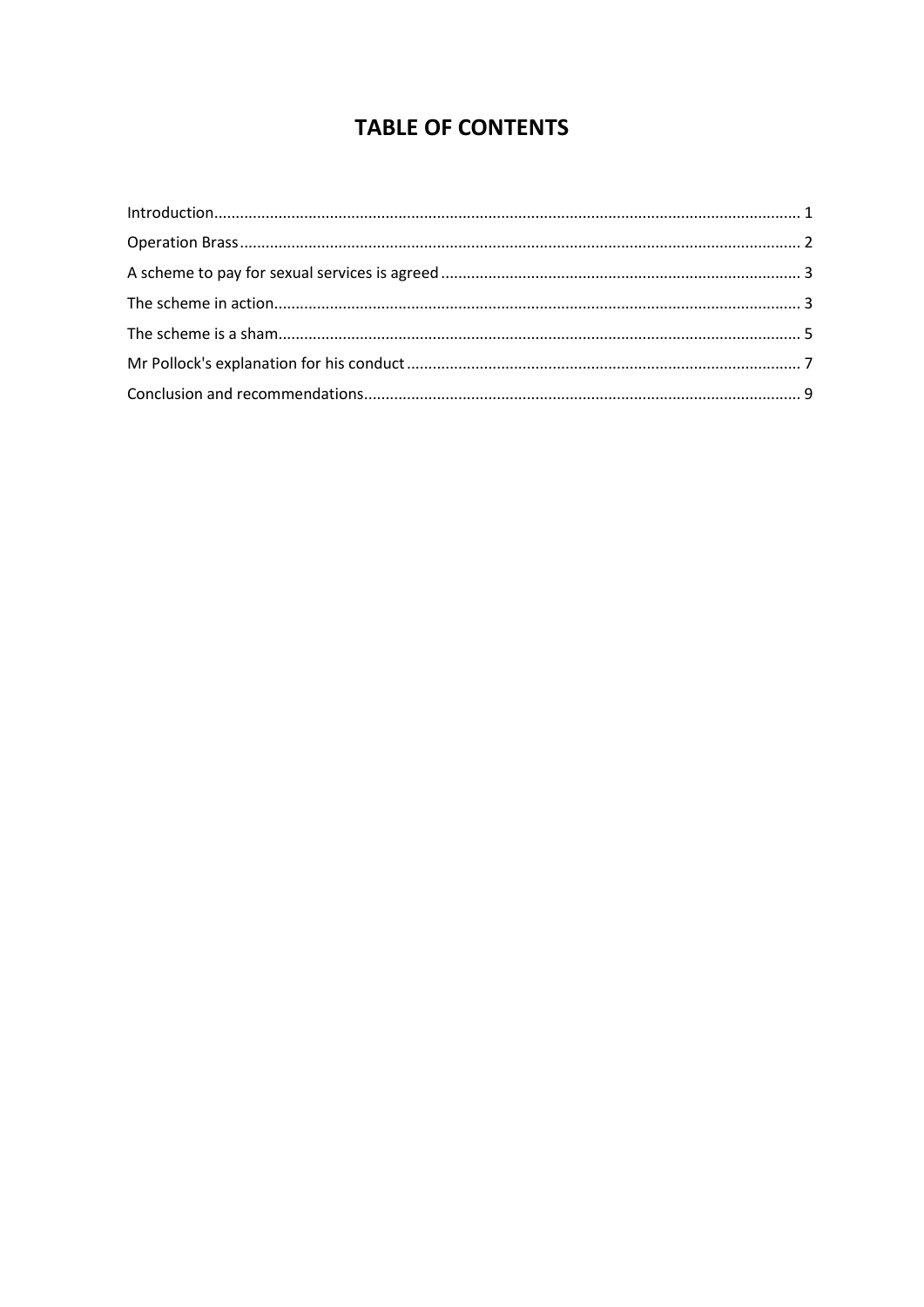# TABLE OF CONTENTS

Introduction........................................................................................................................................ 1
Operation Brass ................................................................................................................................. 2
A scheme to pay for sexual services is agreed .................................................................................. 3
The scheme in action......................................................................................................................... 3
The scheme is a sham......................................................................................................................... 5
Mr Pollock's explanation for his conduct ........................................................................................... 7
Conclusion and recommendations..................................................................................................... 9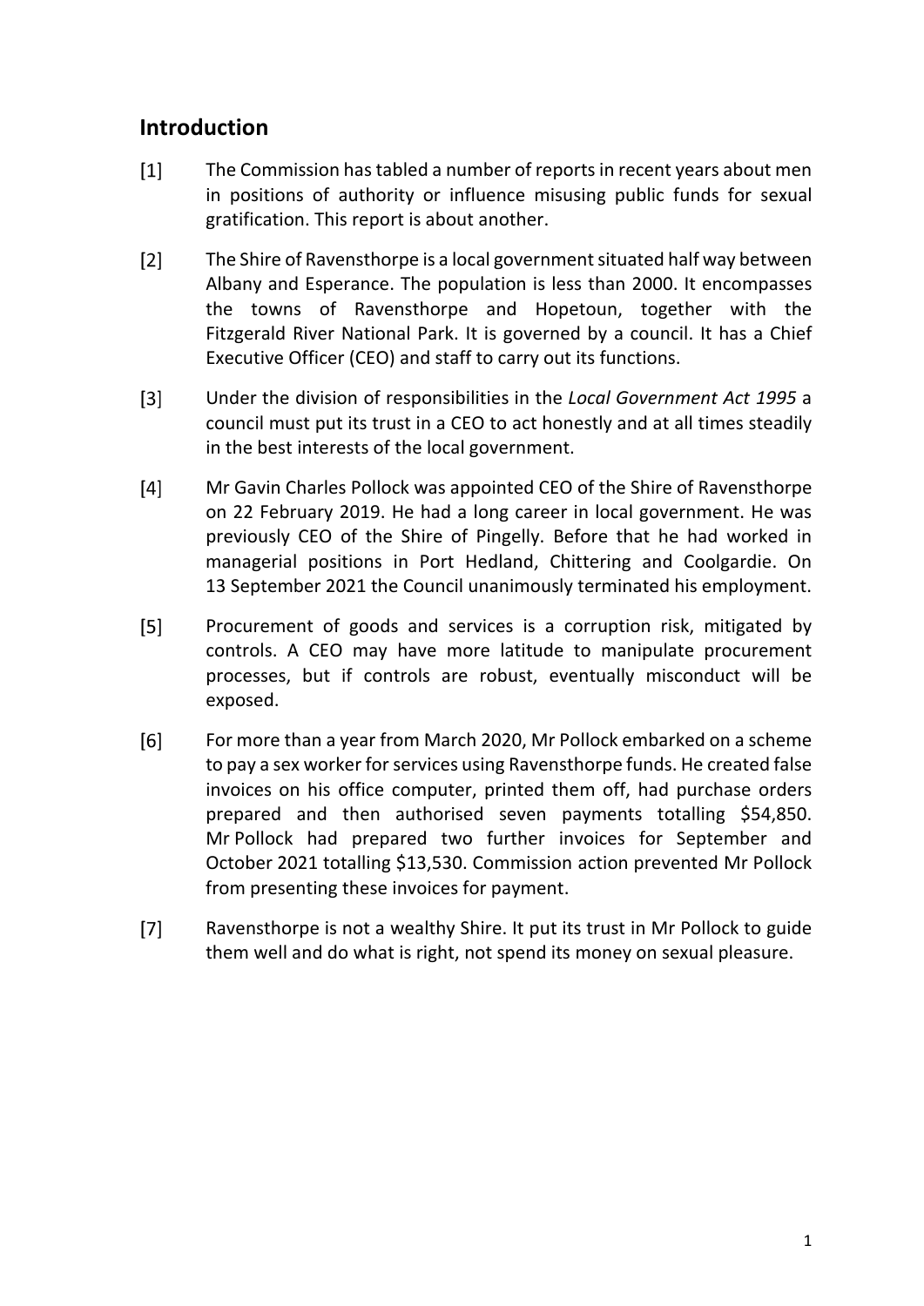## Introduction

[1] The Commission has tabled a number of reports in recent years about men in positions of authority or influence misusing public funds for sexual gratification. This report is about another.

[2] The Shire of Ravensthorpe is a local government situated half way between Albany and Esperance. The population is less than 2000. It encompasses the towns of Ravensthorpe and Hopetoun, together with the Fitzgerald River National Park. It is governed by a council. It has a Chief Executive Officer (CEO) and staff to carry out its functions.

[3] Under the division of responsibilities in the *Local Government Act 1995* a council must put its trust in a CEO to act honestly and at all times steadily in the best interests of the local government.

[4] Mr Gavin Charles Pollock was appointed CEO of the Shire of Ravensthorpe on 22 February 2019. He had a long career in local government. He was previously CEO of the Shire of Pingelly. Before that he had worked in managerial positions in Port Hedland, Chittering and Coolgardie. On 13 September 2021 the Council unanimously terminated his employment.

[5] Procurement of goods and services is a corruption risk, mitigated by controls. A CEO may have more latitude to manipulate procurement processes, but if controls are robust, eventually misconduct will be exposed.

[6] For more than a year from March 2020, Mr Pollock embarked on a scheme to pay a sex worker for services using Ravensthorpe funds. He created false invoices on his office computer, printed them off, had purchase orders prepared and then authorised seven payments totalling $54,850. Mr Pollock had prepared two further invoices for September and October 2021 totalling $13,530. Commission action prevented Mr Pollock from presenting these invoices for payment.

[7] Ravensthorpe is not a wealthy Shire. It put its trust in Mr Pollock to guide them well and do what is right, not spend its money on sexual pleasure.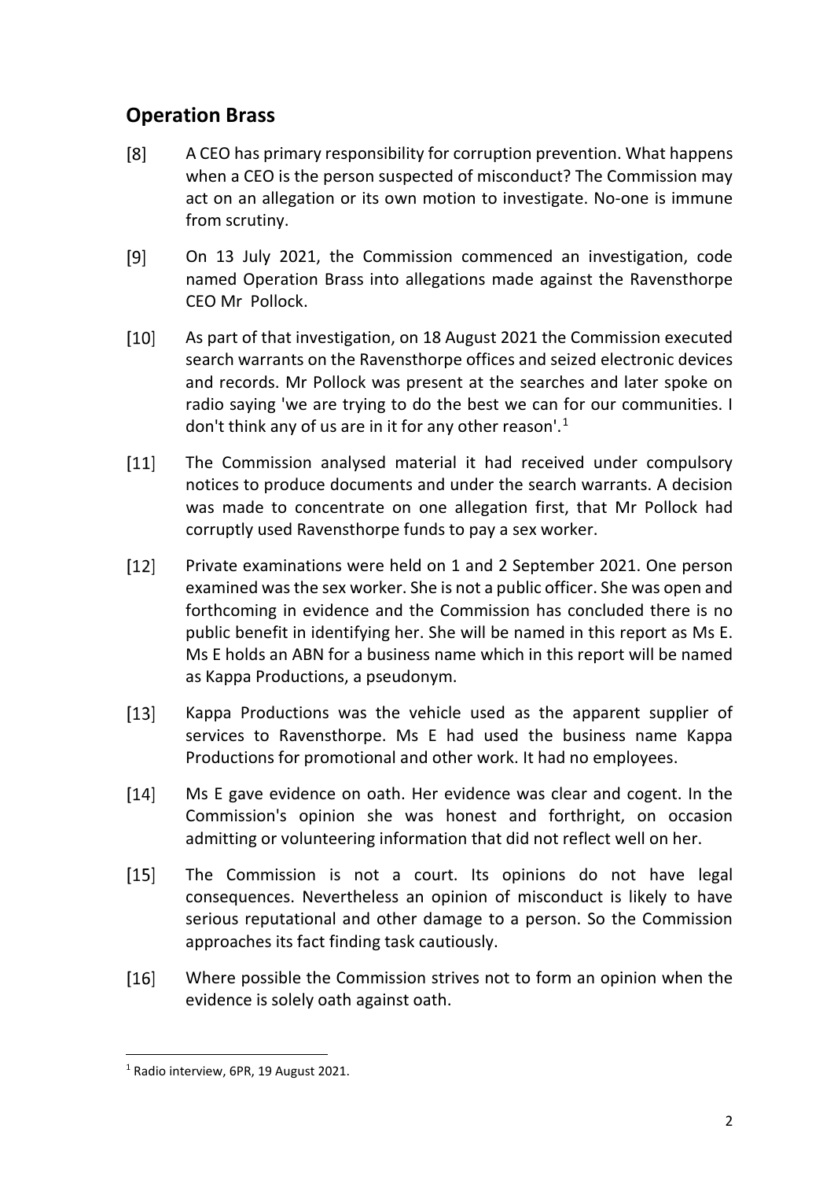## Operation Brass

[8] A CEO has primary responsibility for corruption prevention. What happens when a CEO is the person suspected of misconduct? The Commission may act on an allegation or its own motion to investigate. No-one is immune from scrutiny.

[9] On 13 July 2021, the Commission commenced an investigation, code named Operation Brass into allegations made against the Ravensthorpe CEO Mr Pollock.

[10] As part of that investigation, on 18 August 2021 the Commission executed search warrants on the Ravensthorpe offices and seized electronic devices and records. Mr Pollock was present at the searches and later spoke on radio saying 'we are trying to do the best we can for our communities. I don't think any of us are in it for any other reason'.[1]

[11] The Commission analysed material it had received under compulsory notices to produce documents and under the search warrants. A decision was made to concentrate on one allegation first, that Mr Pollock had corruptly used Ravensthorpe funds to pay a sex worker.

[12] Private examinations were held on 1 and 2 September 2021. One person examined was the sex worker. She is not a public officer. She was open and forthcoming in evidence and the Commission has concluded there is no public benefit in identifying her. She will be named in this report as Ms E. Ms E holds an ABN for a business name which in this report will be named as Kappa Productions, a pseudonym.

[13] Kappa Productions was the vehicle used as the apparent supplier of services to Ravensthorpe. Ms E had used the business name Kappa Productions for promotional and other work. It had no employees.

[14] Ms E gave evidence on oath. Her evidence was clear and cogent. In the Commission's opinion she was honest and forthright, on occasion admitting or volunteering information that did not reflect well on her.

[15] The Commission is not a court. Its opinions do not have legal consequences. Nevertheless an opinion of misconduct is likely to have serious reputational and other damage to a person. So the Commission approaches its fact finding task cautiously.

[16] Where possible the Commission strives not to form an opinion when the evidence is solely oath against oath.

---

[1] Radio interview, 6PR, 19 August 2021.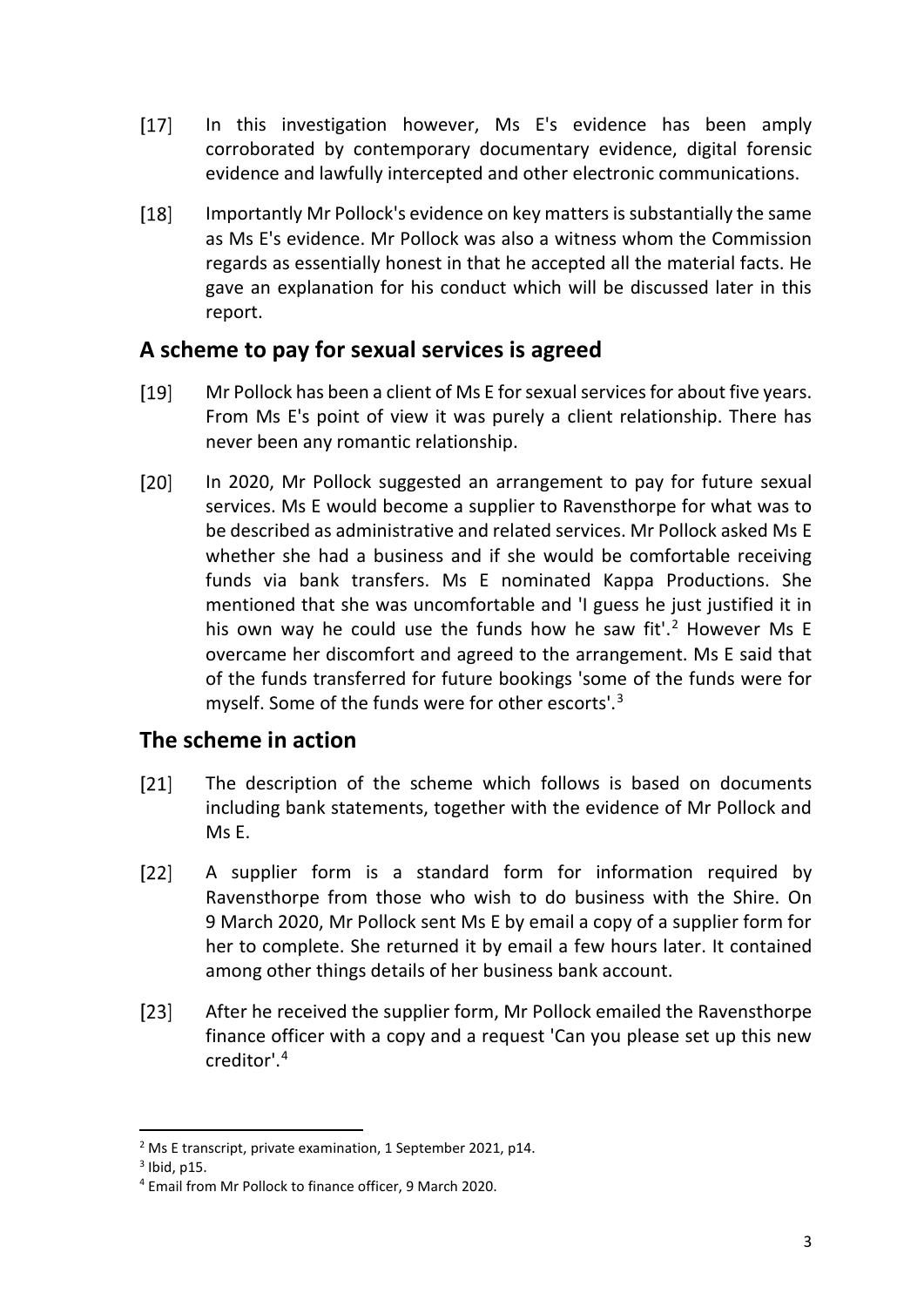[17] In this investigation however, Ms E's evidence has been amply corroborated by contemporary documentary evidence, digital forensic evidence and lawfully intercepted and other electronic communications.

[18] Importantly Mr Pollock's evidence on key matters is substantially the same as Ms E's evidence. Mr Pollock was also a witness whom the Commission regards as essentially honest in that he accepted all the material facts. He gave an explanation for his conduct which will be discussed later in this report.

## A scheme to pay for sexual services is agreed

[19] Mr Pollock has been a client of Ms E for sexual services for about five years. From Ms E's point of view it was purely a client relationship. There has never been any romantic relationship.

[20] In 2020, Mr Pollock suggested an arrangement to pay for future sexual services. Ms E would become a supplier to Ravensthorpe for what was to be described as administrative and related services. Mr Pollock asked Ms E whether she had a business and if she would be comfortable receiving funds via bank transfers. Ms E nominated Kappa Productions. She mentioned that she was uncomfortable and 'I guess he just justified it in his own way he could use the funds how he saw fit'.[2] However Ms E overcame her discomfort and agreed to the arrangement. Ms E said that of the funds transferred for future bookings 'some of the funds were for myself. Some of the funds were for other escorts'.[3]

## The scheme in action

[21] The description of the scheme which follows is based on documents including bank statements, together with the evidence of Mr Pollock and Ms E.

[22] A supplier form is a standard form for information required by Ravensthorpe from those who wish to do business with the Shire. On 9 March 2020, Mr Pollock sent Ms E by email a copy of a supplier form for her to complete. She returned it by email a few hours later. It contained among other things details of her business bank account.

[23] After he received the supplier form, Mr Pollock emailed the Ravensthorpe finance officer with a copy and a request 'Can you please set up this new creditor'.[4]

---

[2] Ms E transcript, private examination, 1 September 2021, p14.

[3] Ibid, p15.

[4] Email from Mr Pollock to finance officer, 9 March 2020.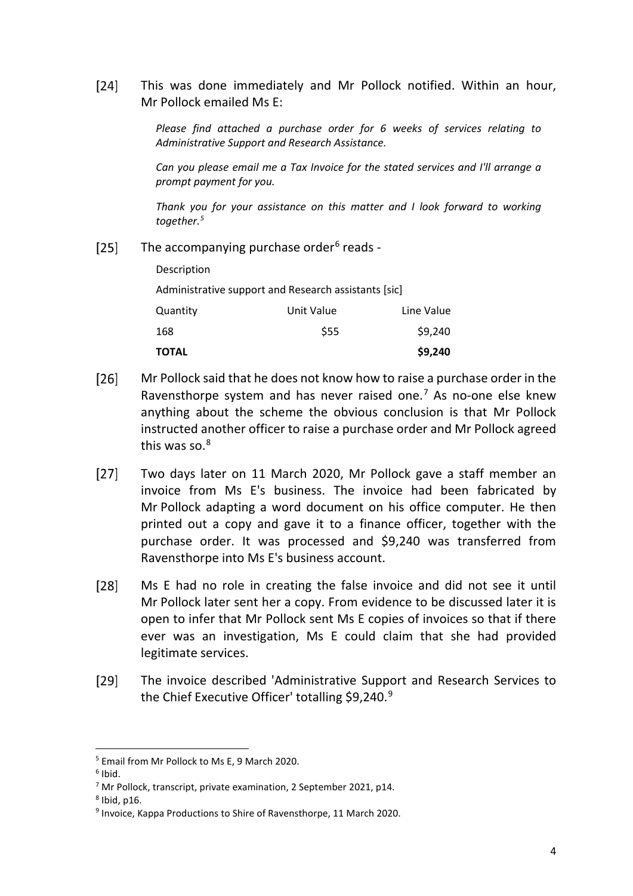[24] This was done immediately and Mr Pollock notified. Within an hour, Mr Pollock emailed Ms E:

> *Please find attached a purchase order for 6 weeks of services relating to Administrative Support and Research Assistance.*
>
> *Can you please email me a Tax Invoice for the stated services and I'll arrange a prompt payment for you.*
>
> *Thank you for your assistance on this matter and I look forward to working together.*[5]

[25] The accompanying purchase order[6] reads -

Description

Administrative support and Research assistants [sic]

| Quantity | Unit Value | Line Value |
|---|---|---|
| 168 | $55 | $9,240 |
| **TOTAL** | | **$9,240** |

[26] Mr Pollock said that he does not know how to raise a purchase order in the Ravensthorpe system and has never raised one.[7] As no-one else knew anything about the scheme the obvious conclusion is that Mr Pollock instructed another officer to raise a purchase order and Mr Pollock agreed this was so.[8]

[27] Two days later on 11 March 2020, Mr Pollock gave a staff member an invoice from Ms E's business. The invoice had been fabricated by Mr Pollock adapting a word document on his office computer. He then printed out a copy and gave it to a finance officer, together with the purchase order. It was processed and $9,240 was transferred from Ravensthorpe into Ms E's business account.

[28] Ms E had no role in creating the false invoice and did not see it until Mr Pollock later sent her a copy. From evidence to be discussed later it is open to infer that Mr Pollock sent Ms E copies of invoices so that if there ever was an investigation, Ms E could claim that she had provided legitimate services.

[29] The invoice described 'Administrative Support and Research Services to the Chief Executive Officer' totalling $9,240.[9]

---

[5] Email from Mr Pollock to Ms E, 9 March 2020.

[6] Ibid.

[7] Mr Pollock, transcript, private examination, 2 September 2021, p14.

[8] Ibid, p16.

[9] Invoice, Kappa Productions to Shire of Ravensthorpe, 11 March 2020.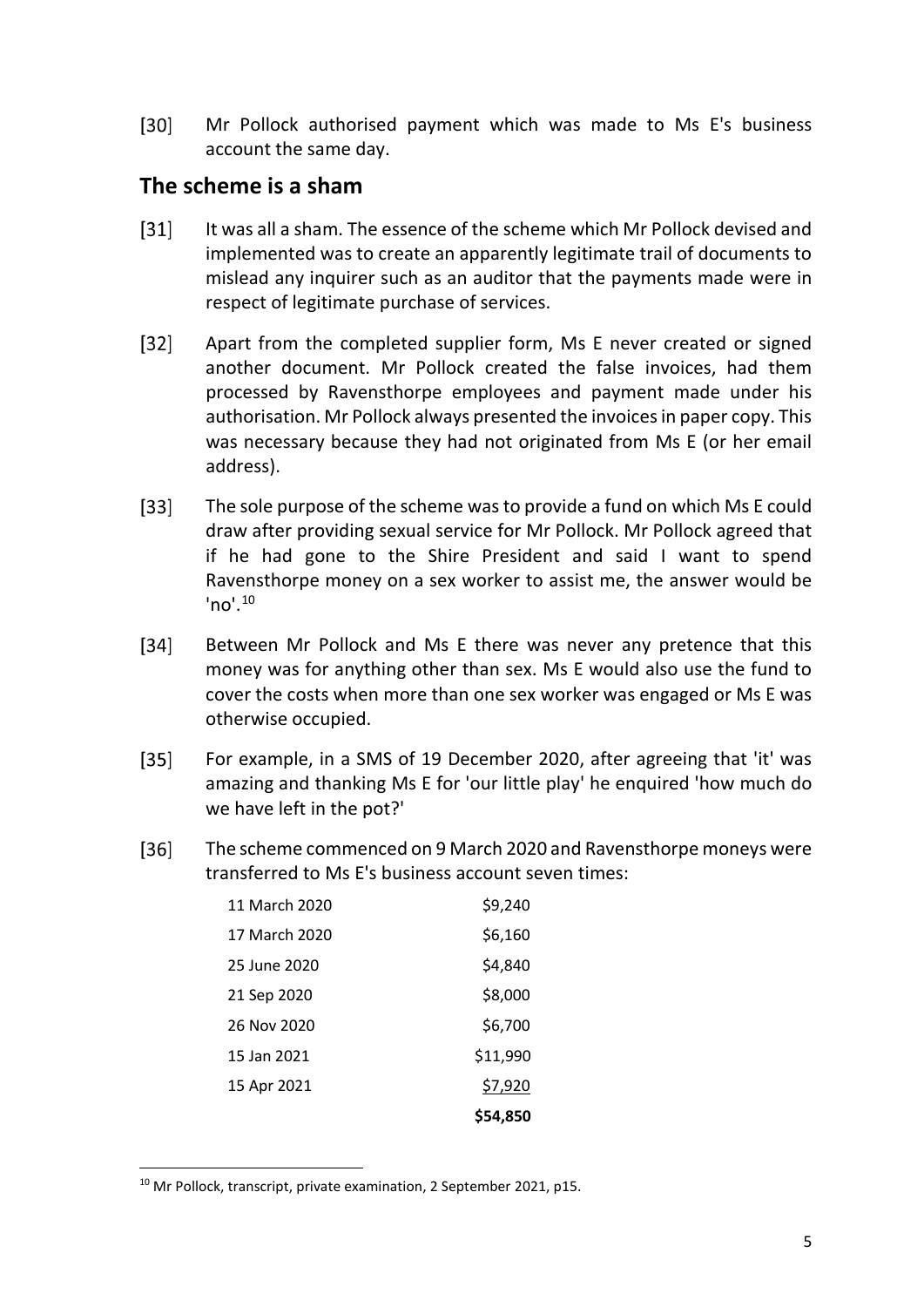[30] Mr Pollock authorised payment which was made to Ms E's business account the same day.

## The scheme is a sham

[31] It was all a sham. The essence of the scheme which Mr Pollock devised and implemented was to create an apparently legitimate trail of documents to mislead any inquirer such as an auditor that the payments made were in respect of legitimate purchase of services.

[32] Apart from the completed supplier form, Ms E never created or signed another document. Mr Pollock created the false invoices, had them processed by Ravensthorpe employees and payment made under his authorisation. Mr Pollock always presented the invoices in paper copy. This was necessary because they had not originated from Ms E (or her email address).

[33] The sole purpose of the scheme was to provide a fund on which Ms E could draw after providing sexual service for Mr Pollock. Mr Pollock agreed that if he had gone to the Shire President and said I want to spend Ravensthorpe money on a sex worker to assist me, the answer would be 'no'.[10]

[34] Between Mr Pollock and Ms E there was never any pretence that this money was for anything other than sex. Ms E would also use the fund to cover the costs when more than one sex worker was engaged or Ms E was otherwise occupied.

[35] For example, in a SMS of 19 December 2020, after agreeing that 'it' was amazing and thanking Ms E for 'our little play' he enquired 'how much do we have left in the pot?'

[36] The scheme commenced on 9 March 2020 and Ravensthorpe moneys were transferred to Ms E's business account seven times:

| Date | Amount |
|---|---|
| 11 March 2020 | $9,240 |
| 17 March 2020 | $6,160 |
| 25 June 2020 | $4,840 |
| 21 Sep 2020 | $8,000 |
| 26 Nov 2020 | $6,700 |
| 15 Jan 2021 | $11,990 |
| 15 Apr 2021 | $7,920 |
| | **$54,850** |

[10] Mr Pollock, transcript, private examination, 2 September 2021, p15.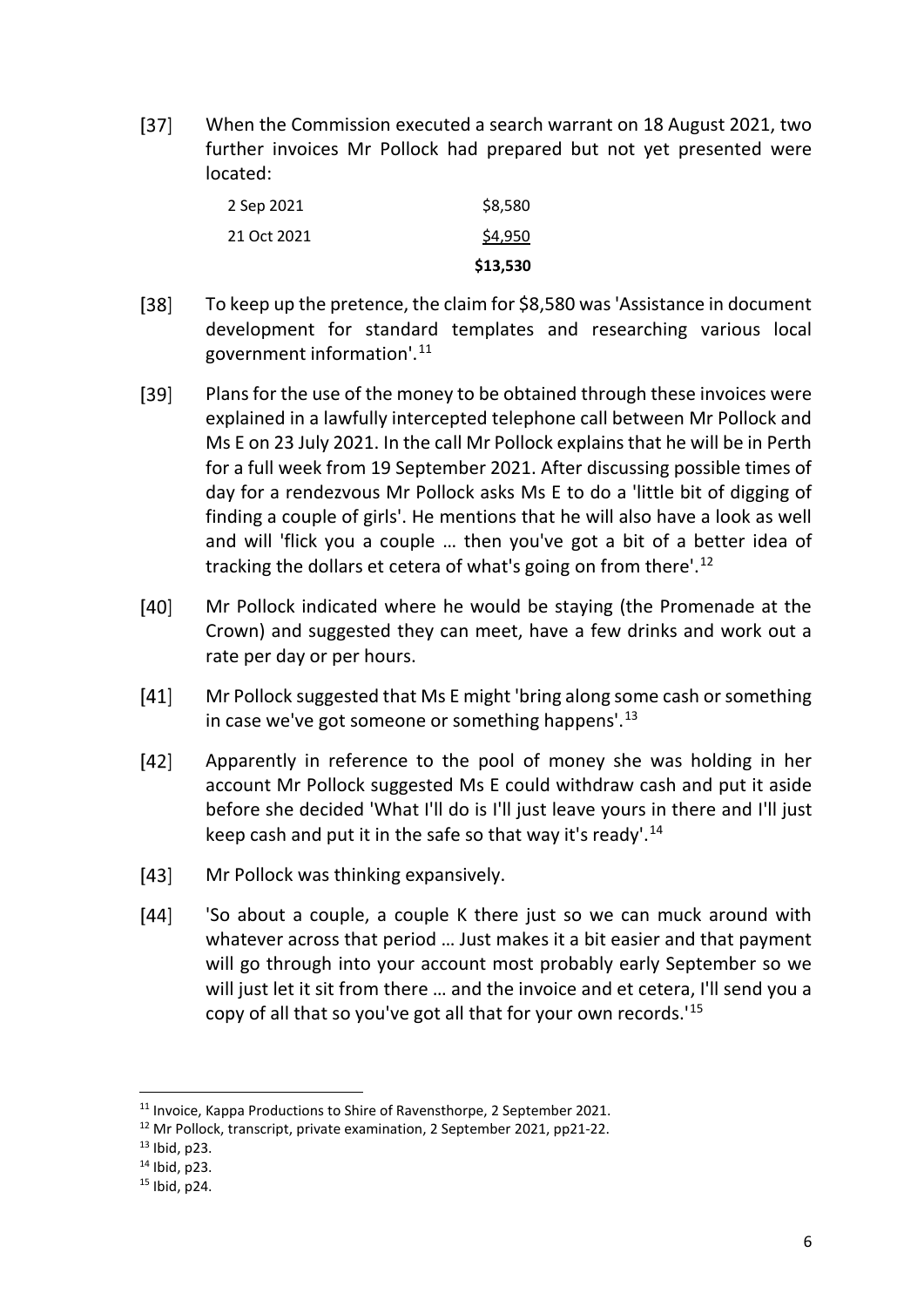[37] When the Commission executed a search warrant on 18 August 2021, two further invoices Mr Pollock had prepared but not yet presented were located:

| | |
|---|---|
| 2 Sep 2021 | \$8,580 |
| 21 Oct 2021 | \$4,950 |
| | **\$13,530** |

[38] To keep up the pretence, the claim for \$8,580 was 'Assistance in document development for standard templates and researching various local government information'.[11]

[39] Plans for the use of the money to be obtained through these invoices were explained in a lawfully intercepted telephone call between Mr Pollock and Ms E on 23 July 2021. In the call Mr Pollock explains that he will be in Perth for a full week from 19 September 2021. After discussing possible times of day for a rendezvous Mr Pollock asks Ms E to do a 'little bit of digging of finding a couple of girls'. He mentions that he will also have a look as well and will 'flick you a couple … then you've got a bit of a better idea of tracking the dollars et cetera of what's going on from there'.[12]

[40] Mr Pollock indicated where he would be staying (the Promenade at the Crown) and suggested they can meet, have a few drinks and work out a rate per day or per hours.

[41] Mr Pollock suggested that Ms E might 'bring along some cash or something in case we've got someone or something happens'.[13]

[42] Apparently in reference to the pool of money she was holding in her account Mr Pollock suggested Ms E could withdraw cash and put it aside before she decided 'What I'll do is I'll just leave yours in there and I'll just keep cash and put it in the safe so that way it's ready'.[14]

[43] Mr Pollock was thinking expansively.

[44] 'So about a couple, a couple K there just so we can muck around with whatever across that period … Just makes it a bit easier and that payment will go through into your account most probably early September so we will just let it sit from there … and the invoice and et cetera, I'll send you a copy of all that so you've got all that for your own records.'[15]

---

[11] Invoice, Kappa Productions to Shire of Ravensthorpe, 2 September 2021.

[12] Mr Pollock, transcript, private examination, 2 September 2021, pp21-22.

[13] Ibid, p23.

[14] Ibid, p23.

[15] Ibid, p24.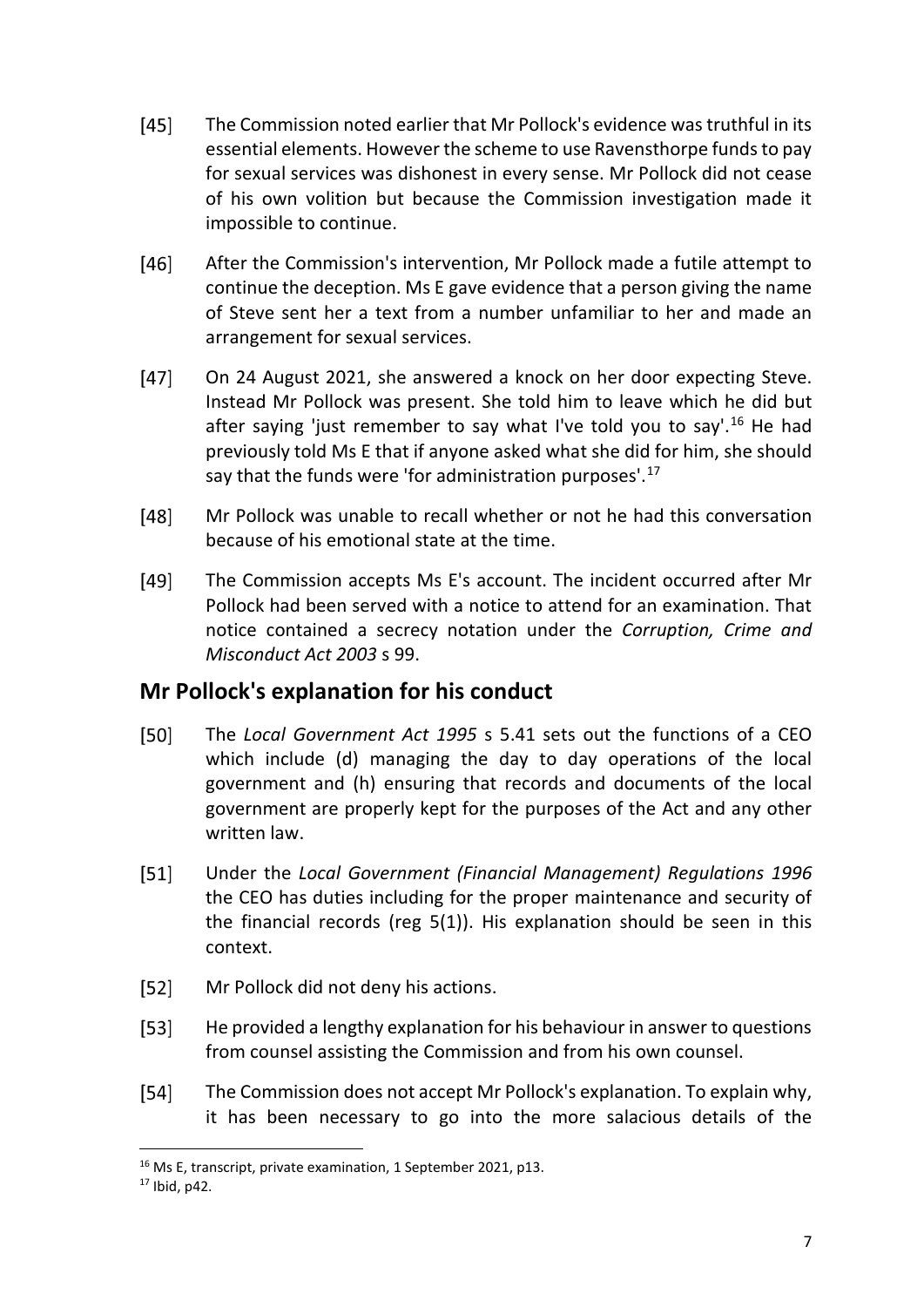[45] The Commission noted earlier that Mr Pollock's evidence was truthful in its essential elements. However the scheme to use Ravensthorpe funds to pay for sexual services was dishonest in every sense. Mr Pollock did not cease of his own volition but because the Commission investigation made it impossible to continue.

[46] After the Commission's intervention, Mr Pollock made a futile attempt to continue the deception. Ms E gave evidence that a person giving the name of Steve sent her a text from a number unfamiliar to her and made an arrangement for sexual services.

[47] On 24 August 2021, she answered a knock on her door expecting Steve. Instead Mr Pollock was present. She told him to leave which he did but after saying 'just remember to say what I've told you to say'.[16] He had previously told Ms E that if anyone asked what she did for him, she should say that the funds were 'for administration purposes'.[17]

[48] Mr Pollock was unable to recall whether or not he had this conversation because of his emotional state at the time.

[49] The Commission accepts Ms E's account. The incident occurred after Mr Pollock had been served with a notice to attend for an examination. That notice contained a secrecy notation under the *Corruption, Crime and Misconduct Act 2003* s 99.

## Mr Pollock's explanation for his conduct

[50] The *Local Government Act 1995* s 5.41 sets out the functions of a CEO which include (d) managing the day to day operations of the local government and (h) ensuring that records and documents of the local government are properly kept for the purposes of the Act and any other written law.

[51] Under the *Local Government (Financial Management) Regulations 1996* the CEO has duties including for the proper maintenance and security of the financial records (reg 5(1)). His explanation should be seen in this context.

[52] Mr Pollock did not deny his actions.

[53] He provided a lengthy explanation for his behaviour in answer to questions from counsel assisting the Commission and from his own counsel.

[54] The Commission does not accept Mr Pollock's explanation. To explain why, it has been necessary to go into the more salacious details of the

---

[16] Ms E, transcript, private examination, 1 September 2021, p13.

[17] Ibid, p42.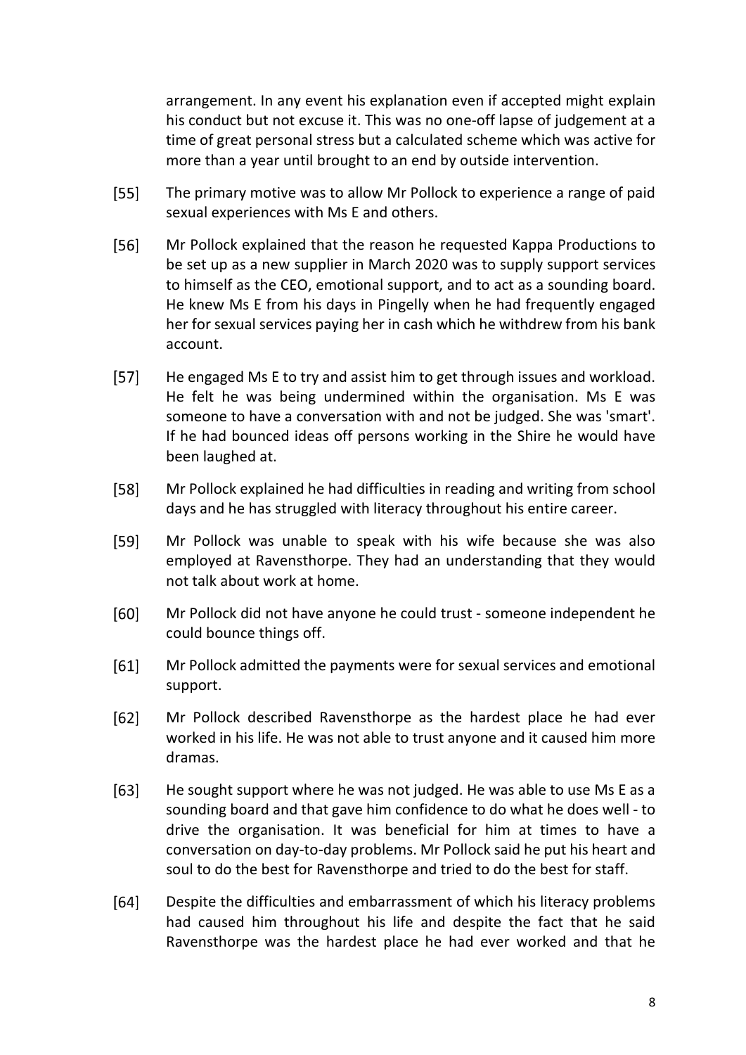arrangement. In any event his explanation even if accepted might explain his conduct but not excuse it. This was no one-off lapse of judgement at a time of great personal stress but a calculated scheme which was active for more than a year until brought to an end by outside intervention.

[55] The primary motive was to allow Mr Pollock to experience a range of paid sexual experiences with Ms E and others.

[56] Mr Pollock explained that the reason he requested Kappa Productions to be set up as a new supplier in March 2020 was to supply support services to himself as the CEO, emotional support, and to act as a sounding board. He knew Ms E from his days in Pingelly when he had frequently engaged her for sexual services paying her in cash which he withdrew from his bank account.

[57] He engaged Ms E to try and assist him to get through issues and workload. He felt he was being undermined within the organisation. Ms E was someone to have a conversation with and not be judged. She was 'smart'. If he had bounced ideas off persons working in the Shire he would have been laughed at.

[58] Mr Pollock explained he had difficulties in reading and writing from school days and he has struggled with literacy throughout his entire career.

[59] Mr Pollock was unable to speak with his wife because she was also employed at Ravensthorpe. They had an understanding that they would not talk about work at home.

[60] Mr Pollock did not have anyone he could trust - someone independent he could bounce things off.

[61] Mr Pollock admitted the payments were for sexual services and emotional support.

[62] Mr Pollock described Ravensthorpe as the hardest place he had ever worked in his life. He was not able to trust anyone and it caused him more dramas.

[63] He sought support where he was not judged. He was able to use Ms E as a sounding board and that gave him confidence to do what he does well - to drive the organisation. It was beneficial for him at times to have a conversation on day-to-day problems. Mr Pollock said he put his heart and soul to do the best for Ravensthorpe and tried to do the best for staff.

[64] Despite the difficulties and embarrassment of which his literacy problems had caused him throughout his life and despite the fact that he said Ravensthorpe was the hardest place he had ever worked and that he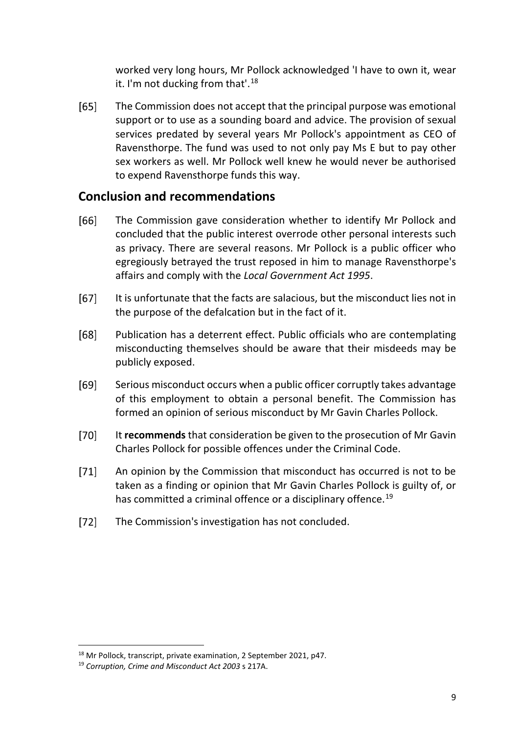worked very long hours, Mr Pollock acknowledged 'I have to own it, wear it. I'm not ducking from that'.[18]

[65] The Commission does not accept that the principal purpose was emotional support or to use as a sounding board and advice. The provision of sexual services predated by several years Mr Pollock's appointment as CEO of Ravensthorpe. The fund was used to not only pay Ms E but to pay other sex workers as well. Mr Pollock well knew he would never be authorised to expend Ravensthorpe funds this way.

## Conclusion and recommendations

[66] The Commission gave consideration whether to identify Mr Pollock and concluded that the public interest overrode other personal interests such as privacy. There are several reasons. Mr Pollock is a public officer who egregiously betrayed the trust reposed in him to manage Ravensthorpe's affairs and comply with the *Local Government Act 1995*.

[67] It is unfortunate that the facts are salacious, but the misconduct lies not in the purpose of the defalcation but in the fact of it.

[68] Publication has a deterrent effect. Public officials who are contemplating misconducting themselves should be aware that their misdeeds may be publicly exposed.

[69] Serious misconduct occurs when a public officer corruptly takes advantage of this employment to obtain a personal benefit. The Commission has formed an opinion of serious misconduct by Mr Gavin Charles Pollock.

[70] It **recommends** that consideration be given to the prosecution of Mr Gavin Charles Pollock for possible offences under the Criminal Code.

[71] An opinion by the Commission that misconduct has occurred is not to be taken as a finding or opinion that Mr Gavin Charles Pollock is guilty of, or has committed a criminal offence or a disciplinary offence.[19]

[72] The Commission's investigation has not concluded.

---

[18] Mr Pollock, transcript, private examination, 2 September 2021, p47.

[19] *Corruption, Crime and Misconduct Act 2003* s 217A.